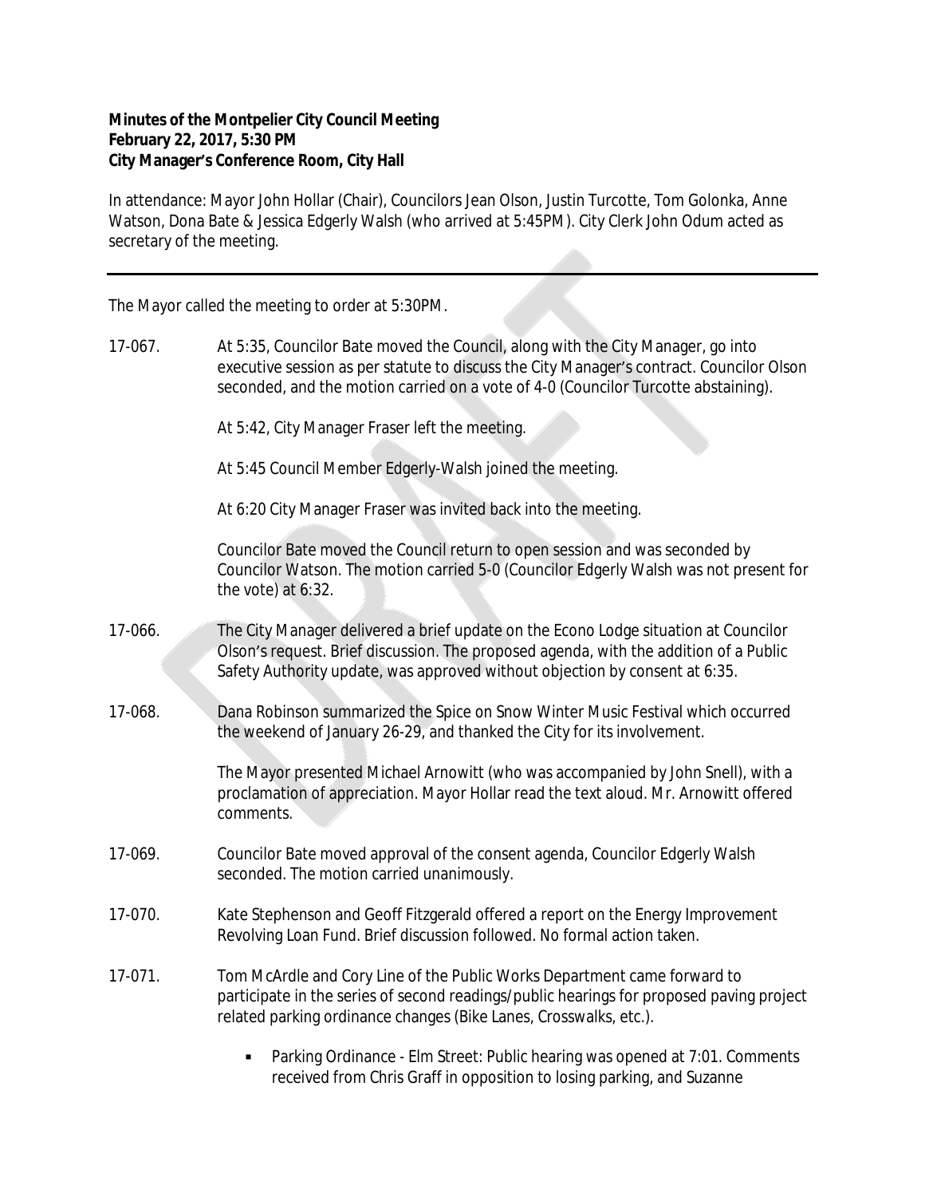**Minutes of the Montpelier City Council Meeting**
**February 22, 2017, 5:30 PM**
**City Manager's Conference Room, City Hall**

In attendance: Mayor John Hollar (Chair), Councilors Jean Olson, Justin Turcotte, Tom Golonka, Anne Watson, Dona Bate & Jessica Edgerly Walsh (who arrived at 5:45PM). City Clerk John Odum acted as secretary of the meeting.

---

The Mayor called the meeting to order at 5:30PM.

17-067. At 5:35, Councilor Bate moved the Council, along with the City Manager, go into executive session as per statute to discuss the City Manager's contract. Councilor Olson seconded, and the motion carried on a vote of 4-0 (Councilor Turcotte abstaining).

At 5:42, City Manager Fraser left the meeting.

At 5:45 Council Member Edgerly-Walsh joined the meeting.

At 6:20 City Manager Fraser was invited back into the meeting.

Councilor Bate moved the Council return to open session and was seconded by Councilor Watson. The motion carried 5-0 (Councilor Edgerly Walsh was not present for the vote) at 6:32.

17-066. The City Manager delivered a brief update on the Econo Lodge situation at Councilor Olson's request. Brief discussion. The proposed agenda, with the addition of a Public Safety Authority update, was approved without objection by consent at 6:35.

17-068. Dana Robinson summarized the Spice on Snow Winter Music Festival which occurred the weekend of January 26-29, and thanked the City for its involvement.

The Mayor presented Michael Arnowitt (who was accompanied by John Snell), with a proclamation of appreciation. Mayor Hollar read the text aloud. Mr. Arnowitt offered comments.

17-069. Councilor Bate moved approval of the consent agenda, Councilor Edgerly Walsh seconded. The motion carried unanimously.

17-070. Kate Stephenson and Geoff Fitzgerald offered a report on the Energy Improvement Revolving Loan Fund. Brief discussion followed. No formal action taken.

17-071. Tom McArdle and Cory Line of the Public Works Department came forward to participate in the series of second readings/public hearings for proposed paving project related parking ordinance changes (Bike Lanes, Crosswalks, etc.).

- Parking Ordinance - Elm Street: Public hearing was opened at 7:01. Comments received from Chris Graff in opposition to losing parking, and Suzanne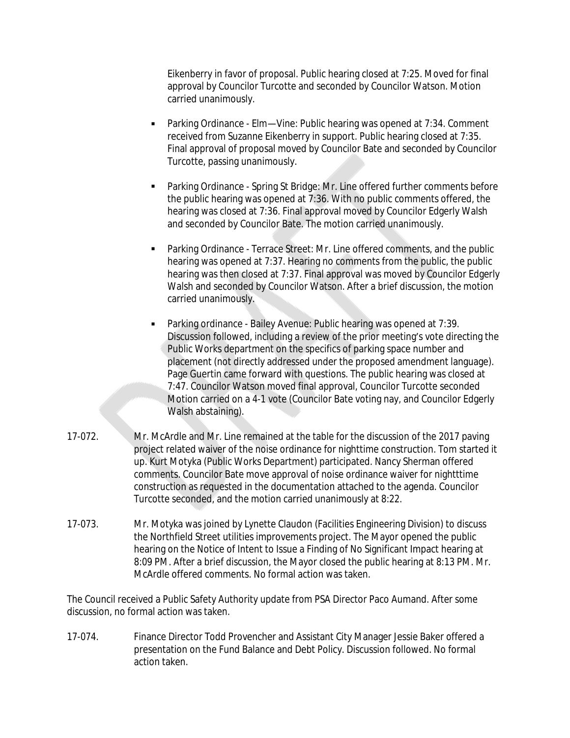Eikenberry in favor of proposal. Public hearing closed at 7:25. Moved for final approval by Councilor Turcotte and seconded by Councilor Watson. Motion carried unanimously.

- Parking Ordinance - Elm—Vine: Public hearing was opened at 7:34. Comment received from Suzanne Eikenberry in support. Public hearing closed at 7:35. Final approval of proposal moved by Councilor Bate and seconded by Councilor Turcotte, passing unanimously.

- Parking Ordinance - Spring St Bridge: Mr. Line offered further comments before the public hearing was opened at 7:36. With no public comments offered, the hearing was closed at 7:36. Final approval moved by Councilor Edgerly Walsh and seconded by Councilor Bate. The motion carried unanimously.

- Parking Ordinance - Terrace Street: Mr. Line offered comments, and the public hearing was opened at 7:37. Hearing no comments from the public, the public hearing was then closed at 7:37. Final approval was moved by Councilor Edgerly Walsh and seconded by Councilor Watson. After a brief discussion, the motion carried unanimously.

- Parking ordinance - Bailey Avenue: Public hearing was opened at 7:39. Discussion followed, including a review of the prior meeting's vote directing the Public Works department on the specifics of parking space number and placement (not directly addressed under the proposed amendment language). Page Guertin came forward with questions. The public hearing was closed at 7:47. Councilor Watson moved final approval, Councilor Turcotte seconded Motion carried on a 4-1 vote (Councilor Bate voting nay, and Councilor Edgerly Walsh abstaining).

17-072. Mr. McArdle and Mr. Line remained at the table for the discussion of the 2017 paving project related waiver of the noise ordinance for nighttime construction. Tom started it up. Kurt Motyka (Public Works Department) participated. Nancy Sherman offered comments. Councilor Bate move approval of noise ordinance waiver for nighttime construction as requested in the documentation attached to the agenda. Councilor Turcotte seconded, and the motion carried unanimously at 8:22.

17-073. Mr. Motyka was joined by Lynette Claudon (Facilities Engineering Division) to discuss the Northfield Street utilities improvements project. The Mayor opened the public hearing on the Notice of Intent to Issue a Finding of No Significant Impact hearing at 8:09 PM. After a brief discussion, the Mayor closed the public hearing at 8:13 PM. Mr. McArdle offered comments. No formal action was taken.

The Council received a Public Safety Authority update from PSA Director Paco Aumand. After some discussion, no formal action was taken.

17-074. Finance Director Todd Provencher and Assistant City Manager Jessie Baker offered a presentation on the Fund Balance and Debt Policy. Discussion followed. No formal action taken.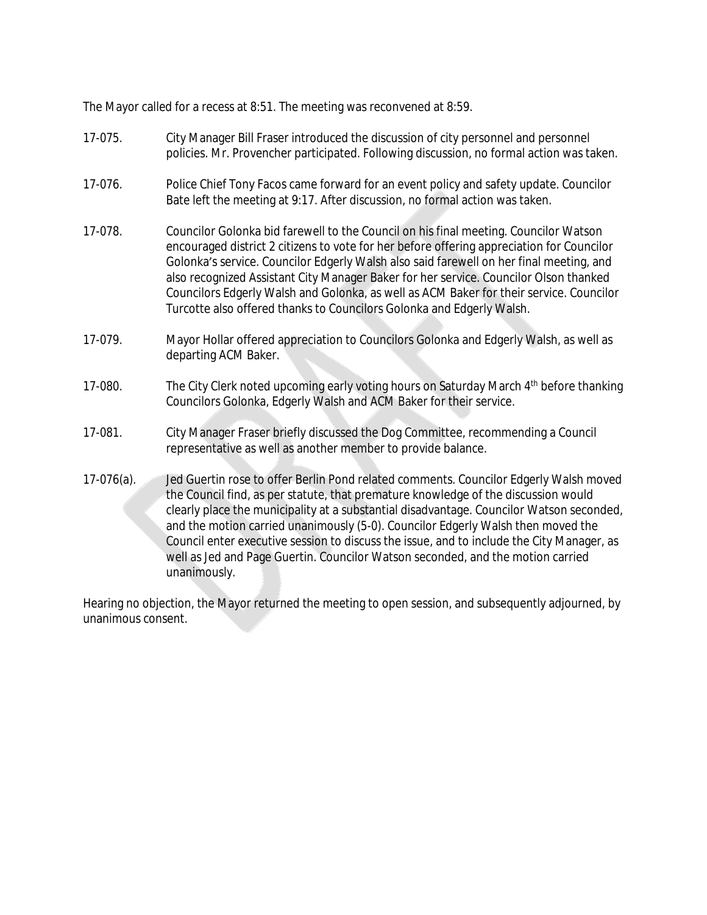The Mayor called for a recess at 8:51. The meeting was reconvened at 8:59.

17-075. City Manager Bill Fraser introduced the discussion of city personnel and personnel policies. Mr. Provencher participated. Following discussion, no formal action was taken.

17-076. Police Chief Tony Facos came forward for an event policy and safety update. Councilor Bate left the meeting at 9:17. After discussion, no formal action was taken.

17-078. Councilor Golonka bid farewell to the Council on his final meeting. Councilor Watson encouraged district 2 citizens to vote for her before offering appreciation for Councilor Golonka's service. Councilor Edgerly Walsh also said farewell on her final meeting, and also recognized Assistant City Manager Baker for her service. Councilor Olson thanked Councilors Edgerly Walsh and Golonka, as well as ACM Baker for their service. Councilor Turcotte also offered thanks to Councilors Golonka and Edgerly Walsh.

17-079. Mayor Hollar offered appreciation to Councilors Golonka and Edgerly Walsh, as well as departing ACM Baker.

17-080. The City Clerk noted upcoming early voting hours on Saturday March 4th before thanking Councilors Golonka, Edgerly Walsh and ACM Baker for their service.

17-081. City Manager Fraser briefly discussed the Dog Committee, recommending a Council representative as well as another member to provide balance.

17-076(a). Jed Guertin rose to offer Berlin Pond related comments. Councilor Edgerly Walsh moved the Council find, as per statute, that premature knowledge of the discussion would clearly place the municipality at a substantial disadvantage. Councilor Watson seconded, and the motion carried unanimously (5-0). Councilor Edgerly Walsh then moved the Council enter executive session to discuss the issue, and to include the City Manager, as well as Jed and Page Guertin. Councilor Watson seconded, and the motion carried unanimously.

Hearing no objection, the Mayor returned the meeting to open session, and subsequently adjourned, by unanimous consent.